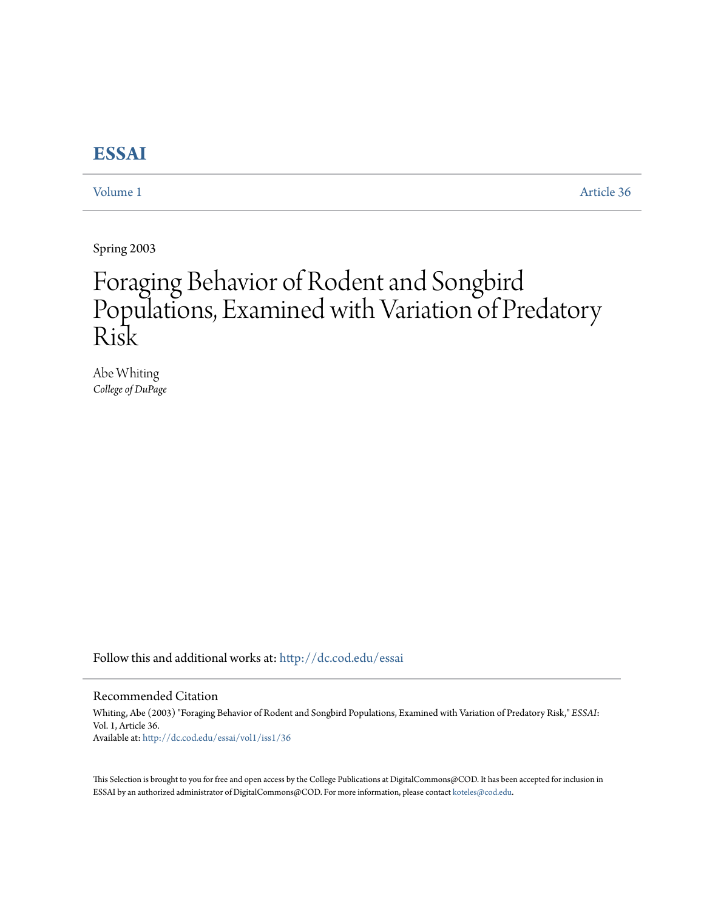# ESSAI

Volume 1 Article 36

Spring 2003

# Foraging Behavior of Rodent and Songbird Populations, Examined with Variation of Predatory Risk

Abe Whiting
*College of DuPage*

Follow this and additional works at: http://dc.cod.edu/essai

## Recommended Citation

Whiting, Abe (2003) "Foraging Behavior of Rodent and Songbird Populations, Examined with Variation of Predatory Risk," *ESSAI*: Vol. 1, Article 36.
Available at: http://dc.cod.edu/essai/vol1/iss1/36

This Selection is brought to you for free and open access by the College Publications at DigitalCommons@COD. It has been accepted for inclusion in ESSAI by an authorized administrator of DigitalCommons@COD. For more information, please contact koteles@cod.edu.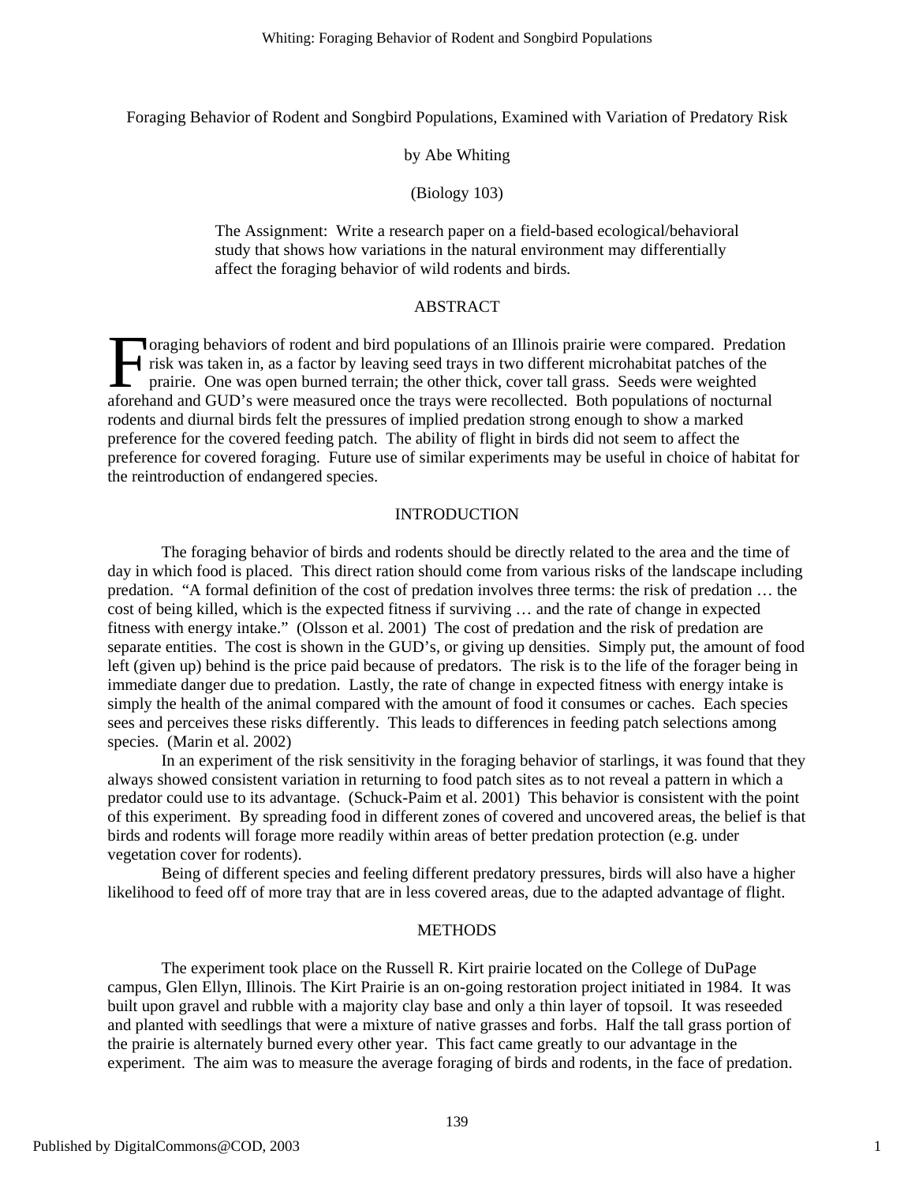Foraging Behavior of Rodent and Songbird Populations, Examined with Variation of Predatory Risk

by Abe Whiting

(Biology 103)

> The Assignment: Write a research paper on a field-based ecological/behavioral study that shows how variations in the natural environment may differentially affect the foraging behavior of wild rodents and birds.

## ABSTRACT

Foraging behaviors of rodent and bird populations of an Illinois prairie were compared. Predation risk was taken in, as a factor by leaving seed trays in two different microhabitat patches of the prairie. One was open burned terrain; the other thick, cover tall grass. Seeds were weighted aforehand and GUD's were measured once the trays were recollected. Both populations of nocturnal rodents and diurnal birds felt the pressures of implied predation strong enough to show a marked preference for the covered feeding patch. The ability of flight in birds did not seem to affect the preference for covered foraging. Future use of similar experiments may be useful in choice of habitat for the reintroduction of endangered species.

## INTRODUCTION

The foraging behavior of birds and rodents should be directly related to the area and the time of day in which food is placed. This direct ration should come from various risks of the landscape including predation. "A formal definition of the cost of predation involves three terms: the risk of predation … the cost of being killed, which is the expected fitness if surviving … and the rate of change in expected fitness with energy intake." (Olsson et al. 2001) The cost of predation and the risk of predation are separate entities. The cost is shown in the GUD's, or giving up densities. Simply put, the amount of food left (given up) behind is the price paid because of predators. The risk is to the life of the forager being in immediate danger due to predation. Lastly, the rate of change in expected fitness with energy intake is simply the health of the animal compared with the amount of food it consumes or caches. Each species sees and perceives these risks differently. This leads to differences in feeding patch selections among species. (Marin et al. 2002)

In an experiment of the risk sensitivity in the foraging behavior of starlings, it was found that they always showed consistent variation in returning to food patch sites as to not reveal a pattern in which a predator could use to its advantage. (Schuck-Paim et al. 2001) This behavior is consistent with the point of this experiment. By spreading food in different zones of covered and uncovered areas, the belief is that birds and rodents will forage more readily within areas of better predation protection (e.g. under vegetation cover for rodents).

Being of different species and feeling different predatory pressures, birds will also have a higher likelihood to feed off of more tray that are in less covered areas, due to the adapted advantage of flight.

## METHODS

The experiment took place on the Russell R. Kirt prairie located on the College of DuPage campus, Glen Ellyn, Illinois. The Kirt Prairie is an on-going restoration project initiated in 1984. It was built upon gravel and rubble with a majority clay base and only a thin layer of topsoil. It was reseeded and planted with seedlings that were a mixture of native grasses and forbs. Half the tall grass portion of the prairie is alternately burned every other year. This fact came greatly to our advantage in the experiment. The aim was to measure the average foraging of birds and rodents, in the face of predation.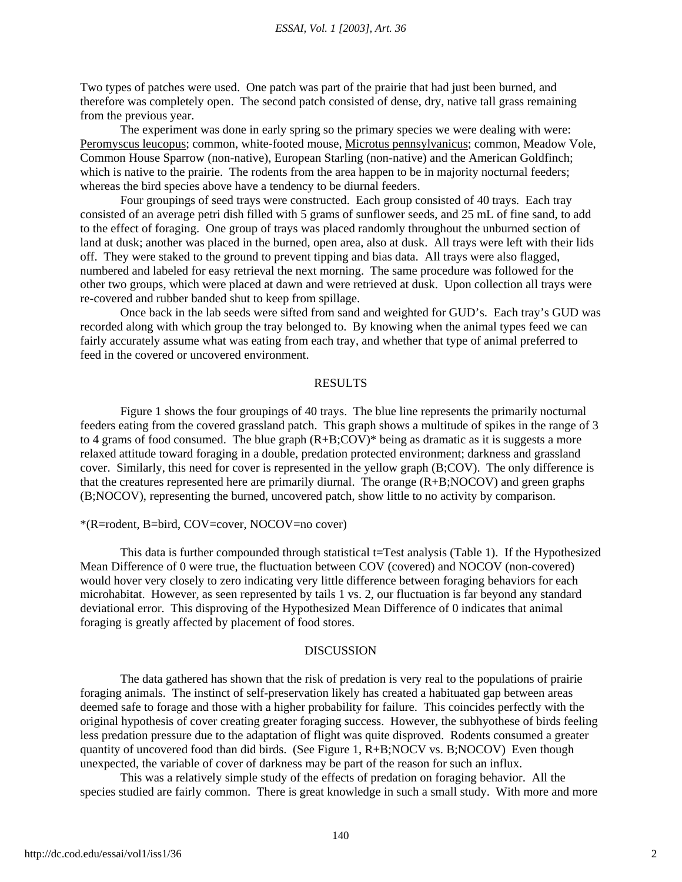Two types of patches were used. One patch was part of the prairie that had just been burned, and therefore was completely open. The second patch consisted of dense, dry, native tall grass remaining from the previous year.

The experiment was done in early spring so the primary species we were dealing with were: Peromyscus leucopus; common, white-footed mouse, Microtus pennsylvanicus; common, Meadow Vole, Common House Sparrow (non-native), European Starling (non-native) and the American Goldfinch; which is native to the prairie. The rodents from the area happen to be in majority nocturnal feeders; whereas the bird species above have a tendency to be diurnal feeders.

Four groupings of seed trays were constructed. Each group consisted of 40 trays. Each tray consisted of an average petri dish filled with 5 grams of sunflower seeds, and 25 mL of fine sand, to add to the effect of foraging. One group of trays was placed randomly throughout the unburned section of land at dusk; another was placed in the burned, open area, also at dusk. All trays were left with their lids off. They were staked to the ground to prevent tipping and bias data. All trays were also flagged, numbered and labeled for easy retrieval the next morning. The same procedure was followed for the other two groups, which were placed at dawn and were retrieved at dusk. Upon collection all trays were re-covered and rubber banded shut to keep from spillage.

Once back in the lab seeds were sifted from sand and weighted for GUD's. Each tray's GUD was recorded along with which group the tray belonged to. By knowing when the animal types feed we can fairly accurately assume what was eating from each tray, and whether that type of animal preferred to feed in the covered or uncovered environment.

## RESULTS

Figure 1 shows the four groupings of 40 trays. The blue line represents the primarily nocturnal feeders eating from the covered grassland patch. This graph shows a multitude of spikes in the range of 3 to 4 grams of food consumed. The blue graph (R+B;COV)* being as dramatic as it is suggests a more relaxed attitude toward foraging in a double, predation protected environment; darkness and grassland cover. Similarly, this need for cover is represented in the yellow graph (B;COV). The only difference is that the creatures represented here are primarily diurnal. The orange (R+B;NOCOV) and green graphs (B;NOCOV), representing the burned, uncovered patch, show little to no activity by comparison.

*(R=rodent, B=bird, COV=cover, NOCOV=no cover)

This data is further compounded through statistical t=Test analysis (Table 1). If the Hypothesized Mean Difference of 0 were true, the fluctuation between COV (covered) and NOCOV (non-covered) would hover very closely to zero indicating very little difference between foraging behaviors for each microhabitat. However, as seen represented by tails 1 vs. 2, our fluctuation is far beyond any standard deviational error. This disproving of the Hypothesized Mean Difference of 0 indicates that animal foraging is greatly affected by placement of food stores.

## DISCUSSION

The data gathered has shown that the risk of predation is very real to the populations of prairie foraging animals. The instinct of self-preservation likely has created a habituated gap between areas deemed safe to forage and those with a higher probability for failure. This coincides perfectly with the original hypothesis of cover creating greater foraging success. However, the subhyothese of birds feeling less predation pressure due to the adaptation of flight was quite disproved. Rodents consumed a greater quantity of uncovered food than did birds. (See Figure 1, R+B;NOCV vs. B;NOCOV) Even though unexpected, the variable of cover of darkness may be part of the reason for such an influx.

This was a relatively simple study of the effects of predation on foraging behavior. All the species studied are fairly common. There is great knowledge in such a small study. With more and more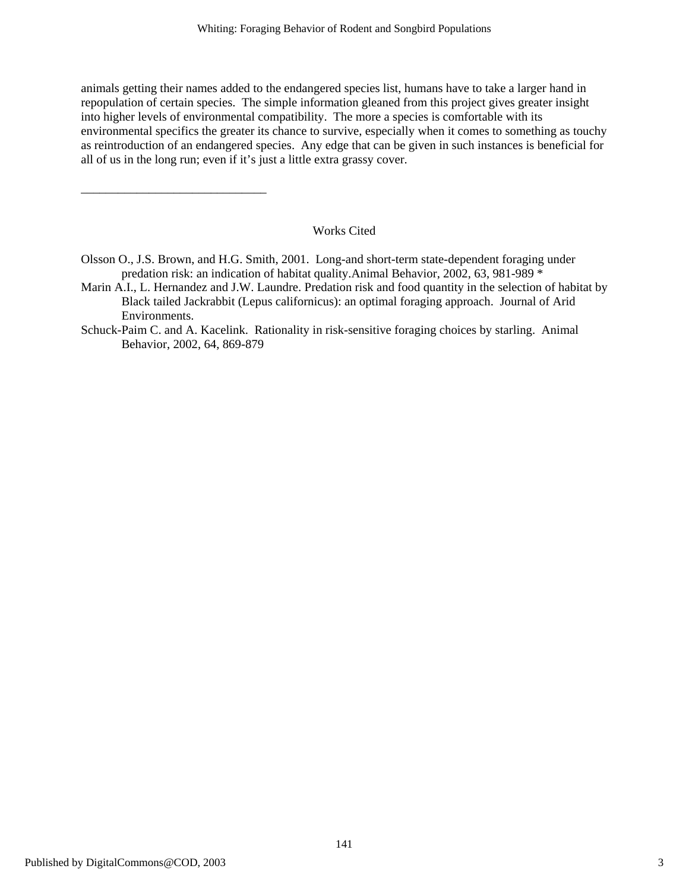animals getting their names added to the endangered species list, humans have to take a larger hand in repopulation of certain species. The simple information gleaned from this project gives greater insight into higher levels of environmental compatibility. The more a species is comfortable with its environmental specifics the greater its chance to survive, especially when it comes to something as touchy as reintroduction of an endangered species. Any edge that can be given in such instances is beneficial for all of us in the long run; even if it's just a little extra grassy cover.

______________________________

## Works Cited

Olsson O., J.S. Brown, and H.G. Smith, 2001. Long-and short-term state-dependent foraging under predation risk: an indication of habitat quality.Animal Behavior, 2002, 63, 981-989 *

Marin A.I., L. Hernandez and J.W. Laundre. Predation risk and food quantity in the selection of habitat by Black tailed Jackrabbit (Lepus californicus): an optimal foraging approach. Journal of Arid Environments.

Schuck-Paim C. and A. Kacelink. Rationality in risk-sensitive foraging choices by starling. Animal Behavior, 2002, 64, 869-879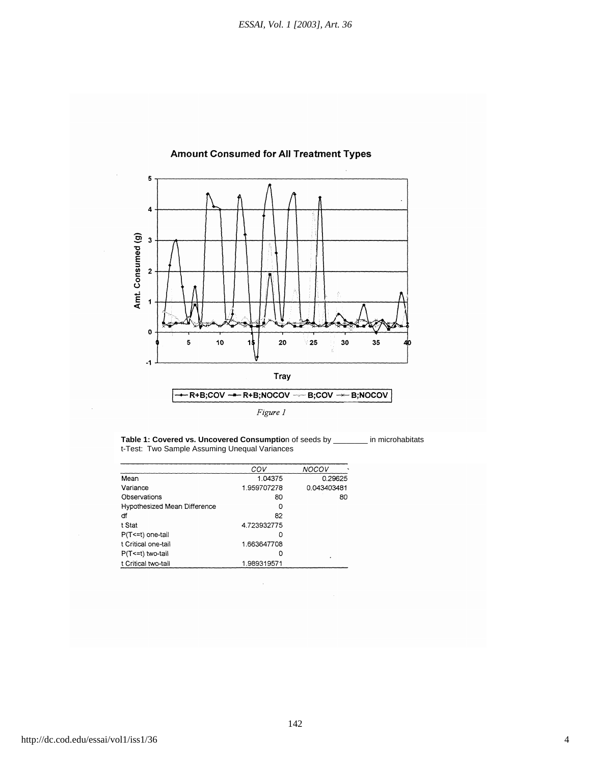Amount Consumed for All Treatment Types

Amt. Consumed (g)

5
4
3
2
1
0
-1

0 5 10 15 20 25 30 35 40

Tray

R+B;COV R+B;NOCOV B;COV B;NOCOV

*Figure 1*

**Table 1: Covered vs. Uncovered Consumptio**n of seeds by ________ in microhabitats
t-Test: Two Sample Assuming Unequal Variances

| | *COV* | *NOCOV* |
|---|---|---|
| Mean | 1.04375 | 0.29625 |
| Variance | 1.959707278 | 0.043403481 |
| Observations | 80 | 80 |
| Hypothesized Mean Difference | 0 | |
| df | 82 | |
| t Stat | 4.723932775 | |
| P(T<=t) one-tail | 0 | |
| t Critical one-tail | 1.663647708 | |
| P(T<=t) two-tail | 0 | |
| t Critical two-tail | 1.989319571 | |